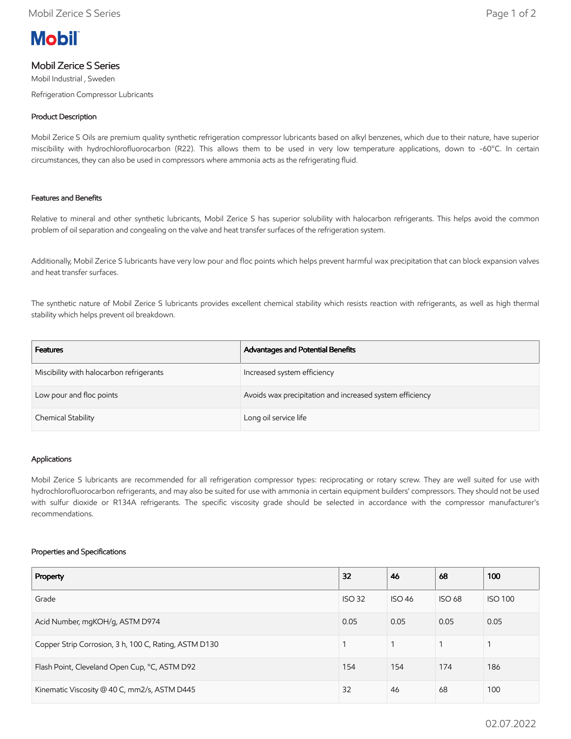# Mobil Zerice S Series

Mobil Industrial , Sweden

Refrigeration Compressor Lubricants

## Product Description

Mobil Zerice S Oils are premium quality synthetic refrigeration compressor lubricants based on alkyl benzenes, which due to their nature, have superior miscibility with hydrochlorofluorocarbon (R22). This allows them to be used in very low temperature applications, down to -60°C. In certain circumstances, they can also be used in compressors where ammonia acts as the refrigerating fluid.

## Features and Benefits

Relative to mineral and other synthetic lubricants, Mobil Zerice S has superior solubility with halocarbon refrigerants. This helps avoid the common problem of oil separation and congealing on the valve and heat transfer surfaces of the refrigeration system.

Additionally, Mobil Zerice S lubricants have very low pour and floc points which helps prevent harmful wax precipitation that can block expansion valves and heat transfer surfaces.

The synthetic nature of Mobil Zerice S lubricants provides excellent chemical stability which resists reaction with refrigerants, as well as high thermal stability which helps prevent oil breakdown.

| Features | Advantages and Potential Benefits |
|---|---|
| Miscibility with halocarbon refrigerants | Increased system efficiency |
| Low pour and floc points | Avoids wax precipitation and increased system efficiency |
| Chemical Stability | Long oil service life |

## Applications

Mobil Zerice S lubricants are recommended for all refrigeration compressor types: reciprocating or rotary screw. They are well suited for use with hydrochlorofluorocarbon refrigerants, and may also be suited for use with ammonia in certain equipment builders' compressors. They should not be used with sulfur dioxide or R134A refrigerants. The specific viscosity grade should be selected in accordance with the compressor manufacturer's recommendations.

## Properties and Specifications

| Property | 32 | 46 | 68 | 100 |
|---|---|---|---|---|
| Grade | ISO 32 | ISO 46 | ISO 68 | ISO 100 |
| Acid Number, mgKOH/g, ASTM D974 | 0.05 | 0.05 | 0.05 | 0.05 |
| Copper Strip Corrosion, 3 h, 100 C, Rating, ASTM D130 | 1 | 1 | 1 | 1 |
| Flash Point, Cleveland Open Cup, °C, ASTM D92 | 154 | 154 | 174 | 186 |
| Kinematic Viscosity @ 40 C, mm2/s, ASTM D445 | 32 | 46 | 68 | 100 |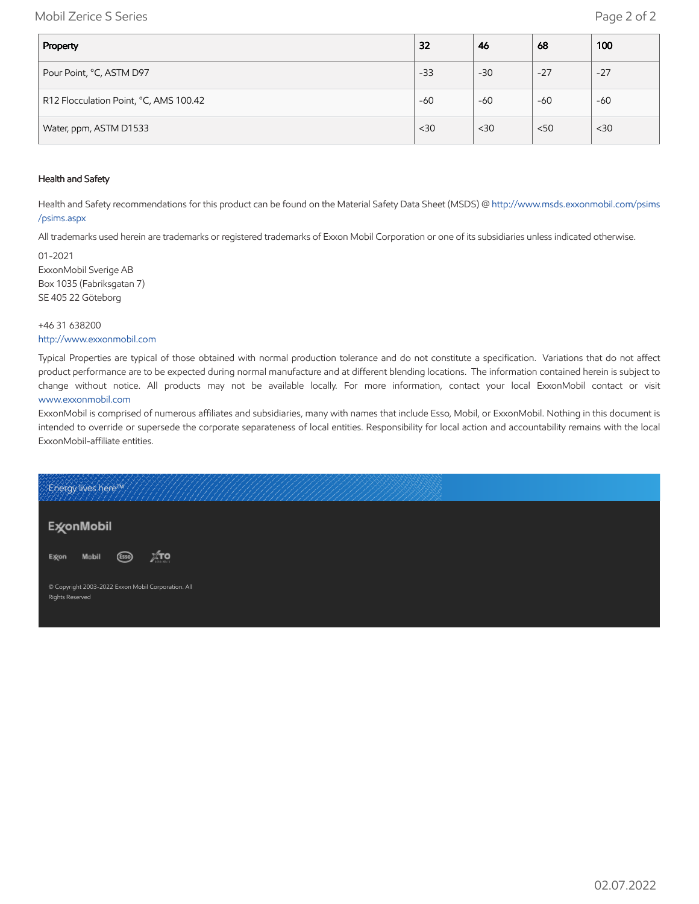| Property | 32 | 46 | 68 | 100 |
|---|---|---|---|---|
| Pour Point, °C, ASTM D97 | -33 | -30 | -27 | -27 |
| R12 Flocculation Point, °C, AMS 100.42 | -60 | -60 | -60 | -60 |
| Water, ppm, ASTM D1533 | <30 | <30 | <50 | <30 |

### Health and Safety

Health and Safety recommendations for this product can be found on the Material Safety Data Sheet (MSDS) @ http://www.msds.exxonmobil.com/psims/psims.aspx

All trademarks used herein are trademarks or registered trademarks of Exxon Mobil Corporation or one of its subsidiaries unless indicated otherwise.

01-2021
ExxonMobil Sverige AB
Box 1035 (Fabriksgatan 7)
SE 405 22 Göteborg

+46 31 638200
http://www.exxonmobil.com

Typical Properties are typical of those obtained with normal production tolerance and do not constitute a specification. Variations that do not affect product performance are to be expected during normal manufacture and at different blending locations. The information contained herein is subject to change without notice. All products may not be available locally. For more information, contact your local ExxonMobil contact or visit www.exxonmobil.com

ExxonMobil is comprised of numerous affiliates and subsidiaries, many with names that include Esso, Mobil, or ExxonMobil. Nothing in this document is intended to override or supersede the corporate separateness of local entities. Responsibility for local action and accountability remains with the local ExxonMobil-affiliate entities.

Energy lives here™

ExxonMobil

Exxon Mobil Esso XTO

© Copyright 2003-2022 Exxon Mobil Corporation. All Rights Reserved